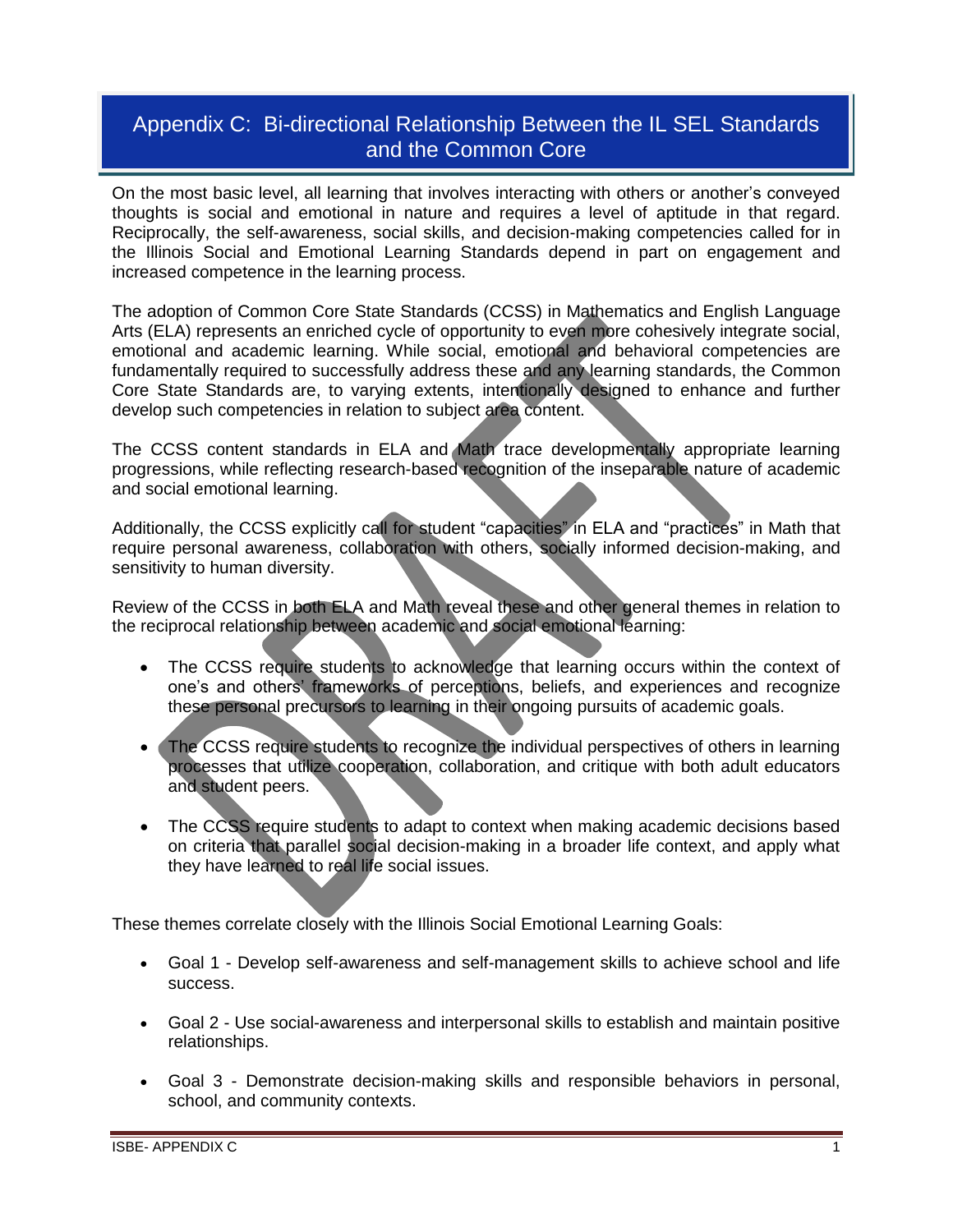# Appendix C: Bi-directional Relationship Between the IL SEL Standards and the Common Core

On the most basic level, all learning that involves interacting with others or another's conveyed thoughts is social and emotional in nature and requires a level of aptitude in that regard. Reciprocally, the self-awareness, social skills, and decision-making competencies called for in the Illinois Social and Emotional Learning Standards depend in part on engagement and increased competence in the learning process.

The adoption of Common Core State Standards (CCSS) in Mathematics and English Language Arts (ELA) represents an enriched cycle of opportunity to even more cohesively integrate social, emotional and academic learning. While social, emotional and behavioral competencies are fundamentally required to successfully address these and any learning standards, the Common Core State Standards are, to varying extents, intentionally designed to enhance and further develop such competencies in relation to subject area content.

The CCSS content standards in ELA and Math trace developmentally appropriate learning progressions, while reflecting research-based recognition of the inseparable nature of academic and social emotional learning.

Additionally, the CCSS explicitly call for student "capacities" in ELA and "practices" in Math that require personal awareness, collaboration with others, socially informed decision-making, and sensitivity to human diversity.

Review of the CCSS in both ELA and Math reveal these and other general themes in relation to the reciprocal relationship between academic and social emotional learning:

- The CCSS require students to acknowledge that learning occurs within the context of one's and others' frameworks of perceptions, beliefs, and experiences and recognize these personal precursors to learning in their ongoing pursuits of academic goals.
- The CCSS require students to recognize the individual perspectives of others in learning processes that utilize cooperation, collaboration, and critique with both adult educators and student peers.
- The CCSS require students to adapt to context when making academic decisions based on criteria that parallel social decision-making in a broader life context, and apply what they have learned to real life social issues.

These themes correlate closely with the Illinois Social Emotional Learning Goals:

- Goal 1 - Develop self-awareness and self-management skills to achieve school and life success.
- Goal 2 - Use social-awareness and interpersonal skills to establish and maintain positive relationships.
- Goal 3 - Demonstrate decision-making skills and responsible behaviors in personal, school, and community contexts.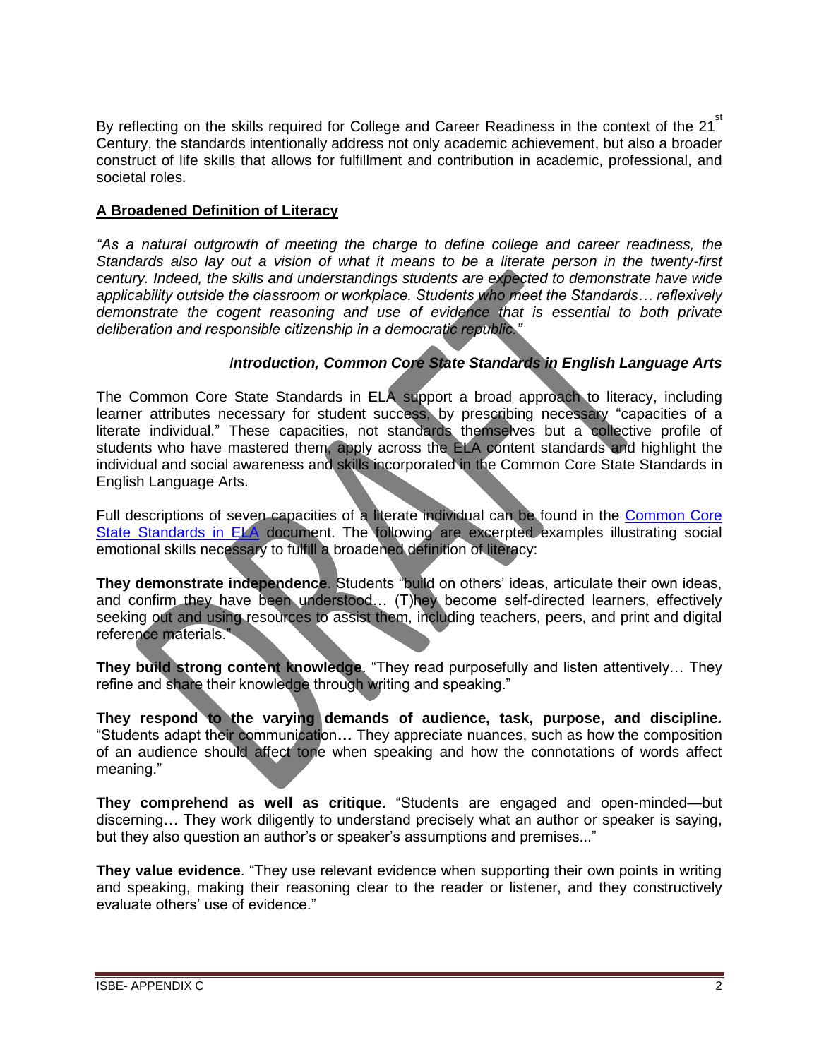By reflecting on the skills required for College and Career Readiness in the context of the 21st Century, the standards intentionally address not only academic achievement, but also a broader construct of life skills that allows for fulfillment and contribution in academic, professional, and societal roles.

## A Broadened Definition of Literacy

*"As a natural outgrowth of meeting the charge to define college and career readiness, the Standards also lay out a vision of what it means to be a literate person in the twenty-first century. Indeed, the skills and understandings students are expected to demonstrate have wide applicability outside the classroom or workplace. Students who meet the Standards… reflexively demonstrate the cogent reasoning and use of evidence that is essential to both private deliberation and responsible citizenship in a democratic republic."*

***Introduction, Common Core State Standards in English Language Arts***

The Common Core State Standards in ELA support a broad approach to literacy, including learner attributes necessary for student success, by prescribing necessary "capacities of a literate individual." These capacities, not standards themselves but a collective profile of students who have mastered them, apply across the ELA content standards and highlight the individual and social awareness and skills incorporated in the Common Core State Standards in English Language Arts.

Full descriptions of seven capacities of a literate individual can be found in the Common Core State Standards in ELA document. The following are excerpted examples illustrating social emotional skills necessary to fulfill a broadened definition of literacy:

**They demonstrate independence**. Students "build on others' ideas, articulate their own ideas, and confirm they have been understood… (T)hey become self-directed learners, effectively seeking out and using resources to assist them, including teachers, peers, and print and digital reference materials."

**They build strong content knowledge**. "They read purposefully and listen attentively… They refine and share their knowledge through writing and speaking."

**They respond to the varying demands of audience, task, purpose, and discipline.** "Students adapt their communication**…** They appreciate nuances, such as how the composition of an audience should affect tone when speaking and how the connotations of words affect meaning."

**They comprehend as well as critique.** "Students are engaged and open-minded—but discerning… They work diligently to understand precisely what an author or speaker is saying, but they also question an author's or speaker's assumptions and premises..."

**They value evidence**. "They use relevant evidence when supporting their own points in writing and speaking, making their reasoning clear to the reader or listener, and they constructively evaluate others' use of evidence."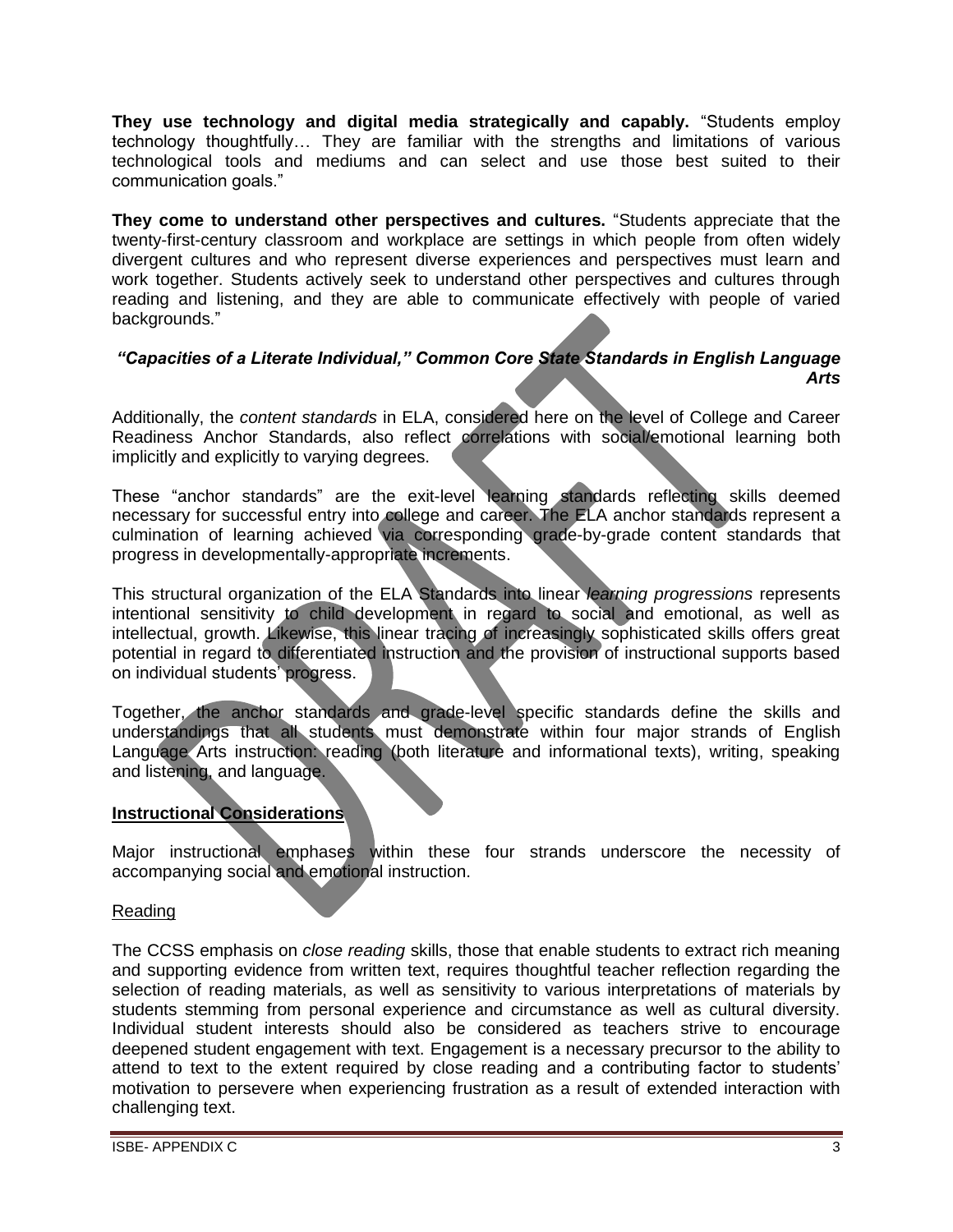**They use technology and digital media strategically and capably.** "Students employ technology thoughtfully… They are familiar with the strengths and limitations of various technological tools and mediums and can select and use those best suited to their communication goals."

**They come to understand other perspectives and cultures.** "Students appreciate that the twenty-first-century classroom and workplace are settings in which people from often widely divergent cultures and who represent diverse experiences and perspectives must learn and work together. Students actively seek to understand other perspectives and cultures through reading and listening, and they are able to communicate effectively with people of varied backgrounds."

***"Capacities of a Literate Individual," Common Core State Standards in English Language Arts***

Additionally, the *content standards* in ELA, considered here on the level of College and Career Readiness Anchor Standards, also reflect correlations with social/emotional learning both implicitly and explicitly to varying degrees.

These "anchor standards" are the exit-level learning standards reflecting skills deemed necessary for successful entry into college and career. The ELA anchor standards represent a culmination of learning achieved via corresponding grade-by-grade content standards that progress in developmentally-appropriate increments.

This structural organization of the ELA Standards into linear *learning progressions* represents intentional sensitivity to child development in regard to social and emotional, as well as intellectual, growth. Likewise, this linear tracing of increasingly sophisticated skills offers great potential in regard to differentiated instruction and the provision of instructional supports based on individual students' progress.

Together, the anchor standards and grade-level specific standards define the skills and understandings that all students must demonstrate within four major strands of English Language Arts instruction: reading (both literature and informational texts), writing, speaking and listening, and language.

## Instructional Considerations

Major instructional emphases within these four strands underscore the necessity of accompanying social and emotional instruction.

### Reading

The CCSS emphasis on *close reading* skills, those that enable students to extract rich meaning and supporting evidence from written text, requires thoughtful teacher reflection regarding the selection of reading materials, as well as sensitivity to various interpretations of materials by students stemming from personal experience and circumstance as well as cultural diversity. Individual student interests should also be considered as teachers strive to encourage deepened student engagement with text. Engagement is a necessary precursor to the ability to attend to text to the extent required by close reading and a contributing factor to students' motivation to persevere when experiencing frustration as a result of extended interaction with challenging text.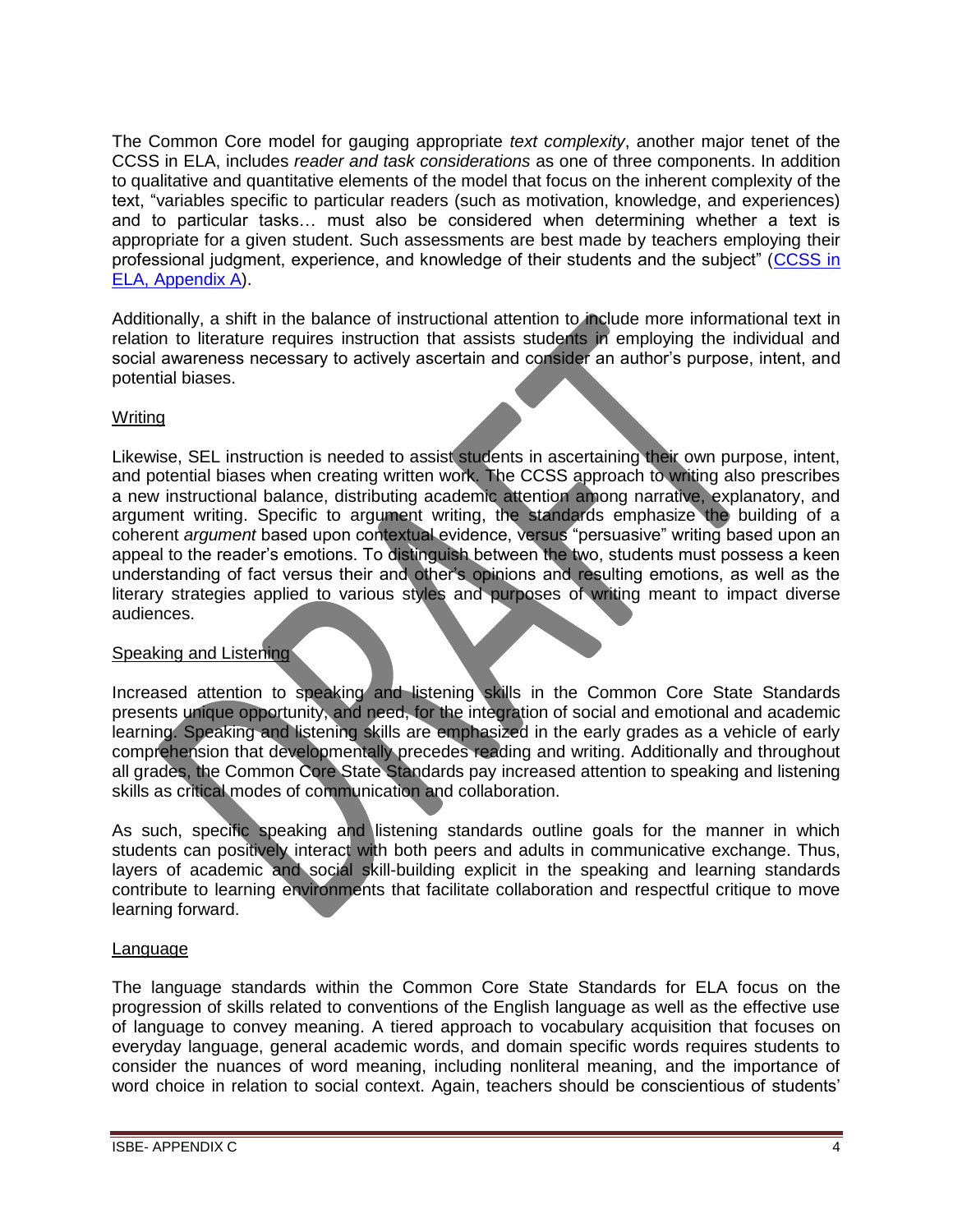The Common Core model for gauging appropriate *text complexity*, another major tenet of the CCSS in ELA, includes *reader and task considerations* as one of three components. In addition to qualitative and quantitative elements of the model that focus on the inherent complexity of the text, "variables specific to particular readers (such as motivation, knowledge, and experiences) and to particular tasks… must also be considered when determining whether a text is appropriate for a given student. Such assessments are best made by teachers employing their professional judgment, experience, and knowledge of their students and the subject" (CCSS in ELA, Appendix A).

Additionally, a shift in the balance of instructional attention to include more informational text in relation to literature requires instruction that assists students in employing the individual and social awareness necessary to actively ascertain and consider an author's purpose, intent, and potential biases.

Writing

Likewise, SEL instruction is needed to assist students in ascertaining their own purpose, intent, and potential biases when creating written work. The CCSS approach to writing also prescribes a new instructional balance, distributing academic attention among narrative, explanatory, and argument writing. Specific to argument writing, the standards emphasize the building of a coherent *argument* based upon contextual evidence, versus "persuasive" writing based upon an appeal to the reader's emotions. To distinguish between the two, students must possess a keen understanding of fact versus their and other's opinions and resulting emotions, as well as the literary strategies applied to various styles and purposes of writing meant to impact diverse audiences.

Speaking and Listening

Increased attention to speaking and listening skills in the Common Core State Standards presents unique opportunity, and need, for the integration of social and emotional and academic learning. Speaking and listening skills are emphasized in the early grades as a vehicle of early comprehension that developmentally precedes reading and writing. Additionally and throughout all grades, the Common Core State Standards pay increased attention to speaking and listening skills as critical modes of communication and collaboration.

As such, specific speaking and listening standards outline goals for the manner in which students can positively interact with both peers and adults in communicative exchange. Thus, layers of academic and social skill-building explicit in the speaking and learning standards contribute to learning environments that facilitate collaboration and respectful critique to move learning forward.

Language

The language standards within the Common Core State Standards for ELA focus on the progression of skills related to conventions of the English language as well as the effective use of language to convey meaning. A tiered approach to vocabulary acquisition that focuses on everyday language, general academic words, and domain specific words requires students to consider the nuances of word meaning, including nonliteral meaning, and the importance of word choice in relation to social context. Again, teachers should be conscientious of students'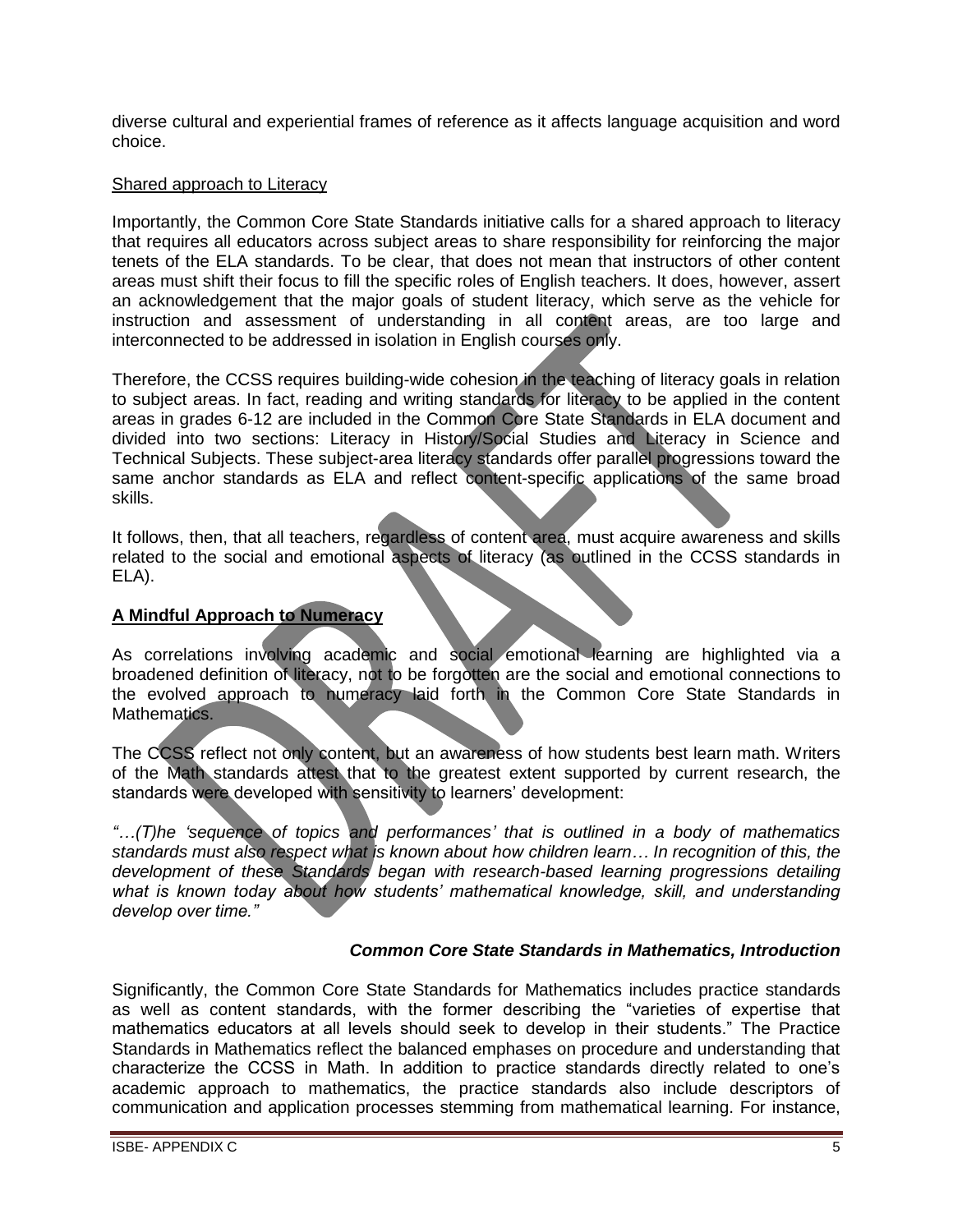diverse cultural and experiential frames of reference as it affects language acquisition and word choice.

Shared approach to Literacy

Importantly, the Common Core State Standards initiative calls for a shared approach to literacy that requires all educators across subject areas to share responsibility for reinforcing the major tenets of the ELA standards. To be clear, that does not mean that instructors of other content areas must shift their focus to fill the specific roles of English teachers. It does, however, assert an acknowledgement that the major goals of student literacy, which serve as the vehicle for instruction and assessment of understanding in all content areas, are too large and interconnected to be addressed in isolation in English courses only.

Therefore, the CCSS requires building-wide cohesion in the teaching of literacy goals in relation to subject areas. In fact, reading and writing standards for literacy to be applied in the content areas in grades 6-12 are included in the Common Core State Standards in ELA document and divided into two sections: Literacy in History/Social Studies and Literacy in Science and Technical Subjects. These subject-area literacy standards offer parallel progressions toward the same anchor standards as ELA and reflect content-specific applications of the same broad skills.

It follows, then, that all teachers, regardless of content area, must acquire awareness and skills related to the social and emotional aspects of literacy (as outlined in the CCSS standards in ELA).

**A Mindful Approach to Numeracy**

As correlations involving academic and social emotional learning are highlighted via a broadened definition of literacy, not to be forgotten are the social and emotional connections to the evolved approach to numeracy laid forth in the Common Core State Standards in Mathematics.

The CCSS reflect not only content, but an awareness of how students best learn math. Writers of the Math standards attest that to the greatest extent supported by current research, the standards were developed with sensitivity to learners' development:

*"…(T)he 'sequence of topics and performances' that is outlined in a body of mathematics standards must also respect what is known about how children learn… In recognition of this, the development of these Standards began with research-based learning progressions detailing what is known today about how students' mathematical knowledge, skill, and understanding develop over time."*

***Common Core State Standards in Mathematics, Introduction***

Significantly, the Common Core State Standards for Mathematics includes practice standards as well as content standards, with the former describing the "varieties of expertise that mathematics educators at all levels should seek to develop in their students." The Practice Standards in Mathematics reflect the balanced emphases on procedure and understanding that characterize the CCSS in Math. In addition to practice standards directly related to one's academic approach to mathematics, the practice standards also include descriptors of communication and application processes stemming from mathematical learning. For instance,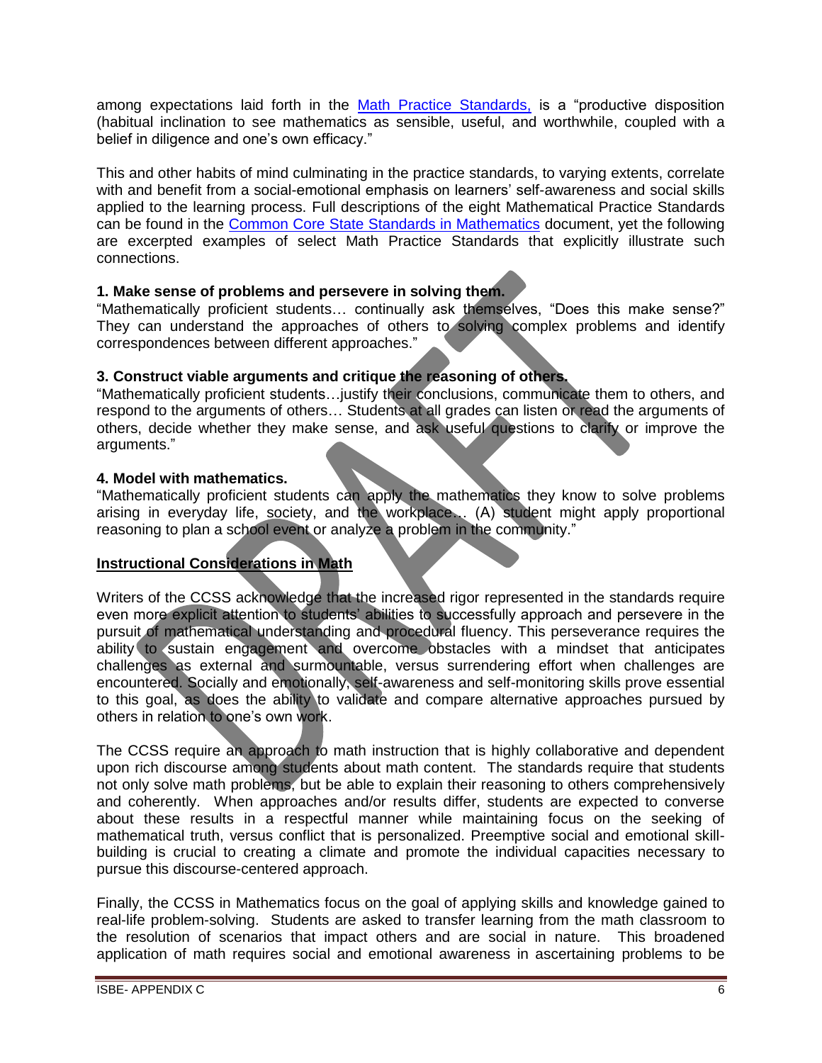among expectations laid forth in the Math Practice Standards, is a "productive disposition (habitual inclination to see mathematics as sensible, useful, and worthwhile, coupled with a belief in diligence and one's own efficacy."

This and other habits of mind culminating in the practice standards, to varying extents, correlate with and benefit from a social-emotional emphasis on learners' self-awareness and social skills applied to the learning process. Full descriptions of the eight Mathematical Practice Standards can be found in the Common Core State Standards in Mathematics document, yet the following are excerpted examples of select Math Practice Standards that explicitly illustrate such connections.

**1. Make sense of problems and persevere in solving them.**
"Mathematically proficient students… continually ask themselves, "Does this make sense?" They can understand the approaches of others to solving complex problems and identify correspondences between different approaches."

**3. Construct viable arguments and critique the reasoning of others.**
"Mathematically proficient students…justify their conclusions, communicate them to others, and respond to the arguments of others… Students at all grades can listen or read the arguments of others, decide whether they make sense, and ask useful questions to clarify or improve the arguments."

**4. Model with mathematics.**
"Mathematically proficient students can apply the mathematics they know to solve problems arising in everyday life, society, and the workplace… (A) student might apply proportional reasoning to plan a school event or analyze a problem in the community."

**Instructional Considerations in Math**

Writers of the CCSS acknowledge that the increased rigor represented in the standards require even more explicit attention to students' abilities to successfully approach and persevere in the pursuit of mathematical understanding and procedural fluency. This perseverance requires the ability to sustain engagement and overcome obstacles with a mindset that anticipates challenges as external and surmountable, versus surrendering effort when challenges are encountered. Socially and emotionally, self-awareness and self-monitoring skills prove essential to this goal, as does the ability to validate and compare alternative approaches pursued by others in relation to one's own work.

The CCSS require an approach to math instruction that is highly collaborative and dependent upon rich discourse among students about math content. The standards require that students not only solve math problems, but be able to explain their reasoning to others comprehensively and coherently. When approaches and/or results differ, students are expected to converse about these results in a respectful manner while maintaining focus on the seeking of mathematical truth, versus conflict that is personalized. Preemptive social and emotional skill-building is crucial to creating a climate and promote the individual capacities necessary to pursue this discourse-centered approach.

Finally, the CCSS in Mathematics focus on the goal of applying skills and knowledge gained to real-life problem-solving. Students are asked to transfer learning from the math classroom to the resolution of scenarios that impact others and are social in nature. This broadened application of math requires social and emotional awareness in ascertaining problems to be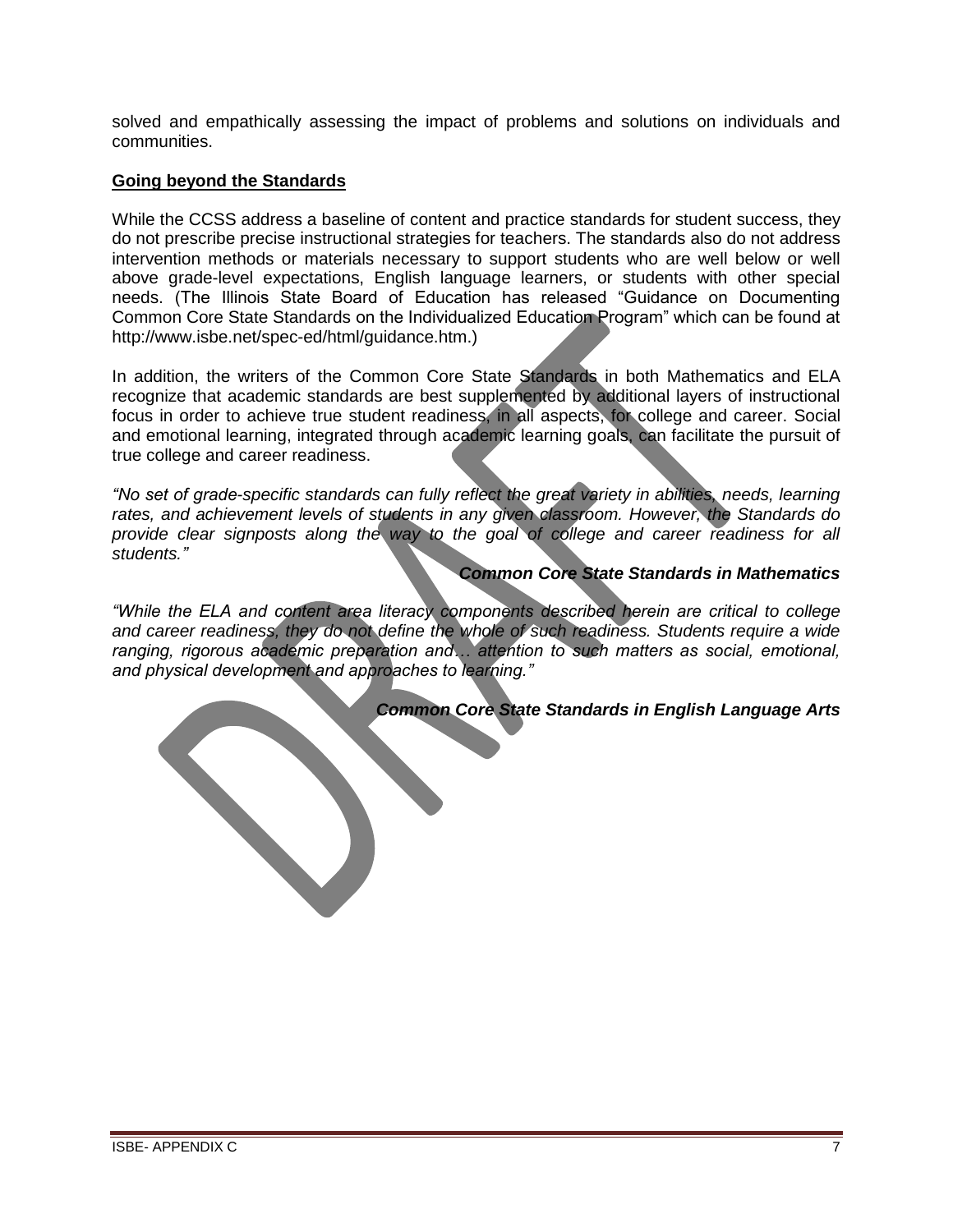solved and empathically assessing the impact of problems and solutions on individuals and communities.

## Going beyond the Standards

While the CCSS address a baseline of content and practice standards for student success, they do not prescribe precise instructional strategies for teachers. The standards also do not address intervention methods or materials necessary to support students who are well below or well above grade-level expectations, English language learners, or students with other special needs. (The Illinois State Board of Education has released "Guidance on Documenting Common Core State Standards on the Individualized Education Program" which can be found at http://www.isbe.net/spec-ed/html/guidance.htm.)

In addition, the writers of the Common Core State Standards in both Mathematics and ELA recognize that academic standards are best supplemented by additional layers of instructional focus in order to achieve true student readiness, in all aspects, for college and career. Social and emotional learning, integrated through academic learning goals, can facilitate the pursuit of true college and career readiness.

*"No set of grade-specific standards can fully reflect the great variety in abilities, needs, learning rates, and achievement levels of students in any given classroom. However, the Standards do provide clear signposts along the way to the goal of college and career readiness for all students."*

***Common Core State Standards in Mathematics***

*"While the ELA and content area literacy components described herein are critical to college and career readiness, they do not define the whole of such readiness. Students require a wide ranging, rigorous academic preparation and… attention to such matters as social, emotional, and physical development and approaches to learning."*

***Common Core State Standards in English Language Arts***